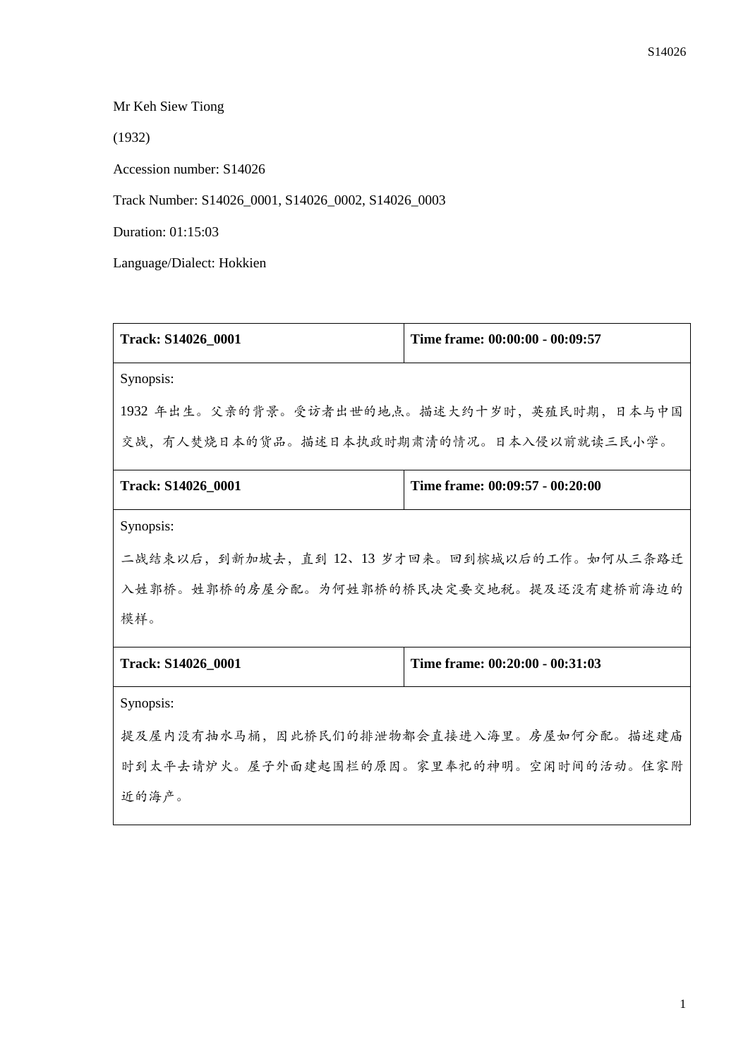Mr Keh Siew Tiong

(1932)

Accession number: S14026

Track Number: S14026_0001, S14026_0002, S14026_0003

Duration: 01:15:03

Language/Dialect: Hokkien

| **Track: S14026_0001** | **Time frame: 00:00:00 - 00:09:57** |
|---|---|
| Synopsis:<br>1932 年出生。父亲的背景。受访者出世的地点。描述大约十岁时，英殖民时期，日本与中国交战，有人焚烧日本的货品。描述日本执政时期肃清的情况。日本入侵以前就读三民小学。 | |
| **Track: S14026_0001** | **Time frame: 00:09:57 - 00:20:00** |
| Synopsis:<br>二战结束以后，到新加坡去，直到 12、13 岁才回来。回到槟城以后的工作。如何从三条路迁入姓郭桥。姓郭桥的房屋分配。为何姓郭桥的桥民决定要交地税。提及还没有建桥前海边的模样。 | |
| **Track: S14026_0001** | **Time frame: 00:20:00 - 00:31:03** |
| Synopsis:<br>提及屋内没有抽水马桶，因此桥民们的排泄物都会直接进入海里。房屋如何分配。描述建庙时到太平去请炉火。屋子外面建起围栏的原因。家里奉祀的神明。空闲时间的活动。住家附近的海产。 | |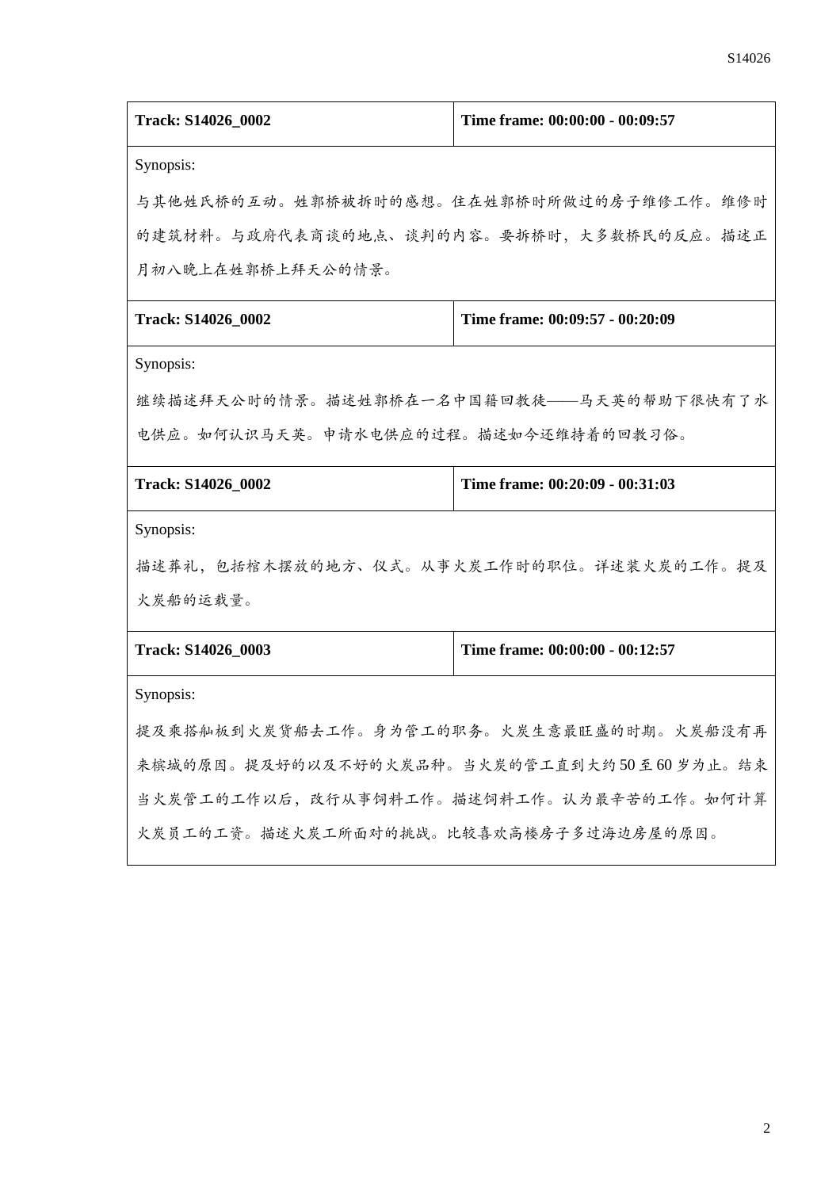| Track: S14026_0002 | Time frame: 00:00:00 - 00:09:57 |
|---|---|
| Synopsis:<br>与其他姓氏桥的互动。姓郭桥被拆时的感想。住在姓郭桥时所做过的房子维修工作。维修时的建筑材料。与政府代表商谈的地点、谈判的内容。要拆桥时，大多数桥民的反应。描述正月初八晚上在姓郭桥上拜天公的情景。 | |

| Track: S14026_0002 | Time frame: 00:09:57 - 00:20:09 |
|---|---|
| Synopsis:<br>继续描述拜天公时的情景。描述姓郭桥在一名中国籍回教徒——马天英的帮助下很快有了水电供应。如何认识马天英。申请水电供应的过程。描述如今还维持着的回教习俗。 | |

| Track: S14026_0002 | Time frame: 00:20:09 - 00:31:03 |
|---|---|
| Synopsis:<br>描述葬礼，包括棺木摆放的地方、仪式。从事火炭工作时的职位。详述装火炭的工作。提及火炭船的运载量。 | |

| Track: S14026_0003 | Time frame: 00:00:00 - 00:12:57 |
|---|---|
| Synopsis:<br>提及乘搭舢板到火炭货船去工作。身为管工的职务。火炭生意最旺盛的时期。火炭船没有再来槟城的原因。提及好的以及不好的火炭品种。当火炭的管工直到大约 50 至 60 岁为止。结束当火炭管工的工作以后，改行从事饲料工作。描述饲料工作。认为最辛苦的工作。如何计算火炭员工的工资。描述火炭工所面对的挑战。比较喜欢高楼房子多过海边房屋的原因。 | |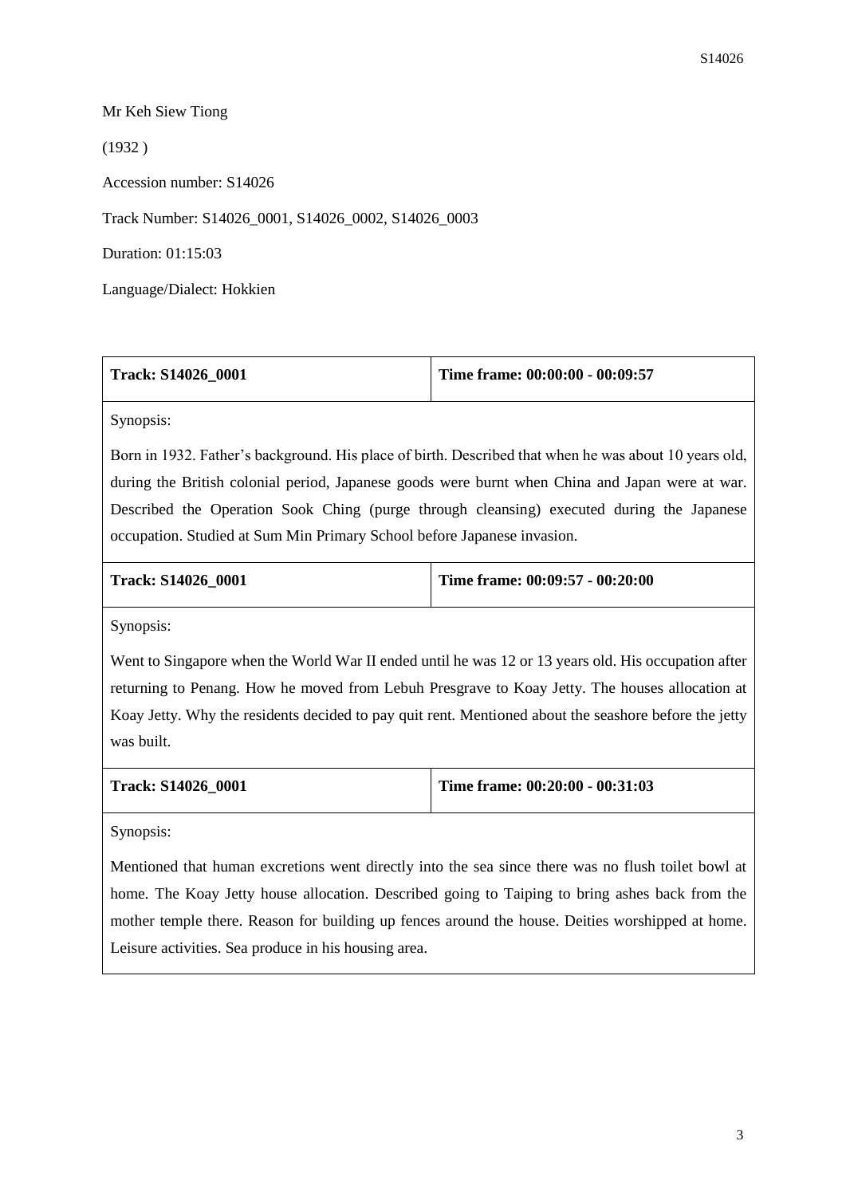Mr Keh Siew Tiong

(1932 )

Accession number: S14026

Track Number: S14026_0001, S14026_0002, S14026_0003

Duration: 01:15:03

Language/Dialect: Hokkien

| Track: S14026_0001 | Time frame: 00:00:00 - 00:09:57 |
|---|---|
| Synopsis: Born in 1932. Father's background. His place of birth. Described that when he was about 10 years old, during the British colonial period, Japanese goods were burnt when China and Japan were at war. Described the Operation Sook Ching (purge through cleansing) executed during the Japanese occupation. Studied at Sum Min Primary School before Japanese invasion. | |

| Track: S14026_0001 | Time frame: 00:09:57 - 00:20:00 |
|---|---|
| Synopsis: Went to Singapore when the World War II ended until he was 12 or 13 years old. His occupation after returning to Penang. How he moved from Lebuh Presgrave to Koay Jetty. The houses allocation at Koay Jetty. Why the residents decided to pay quit rent. Mentioned about the seashore before the jetty was built. | |

| Track: S14026_0001 | Time frame: 00:20:00 - 00:31:03 |
|---|---|
| Synopsis: Mentioned that human excretions went directly into the sea since there was no flush toilet bowl at home. The Koay Jetty house allocation. Described going to Taiping to bring ashes back from the mother temple there. Reason for building up fences around the house. Deities worshipped at home. Leisure activities. Sea produce in his housing area. | |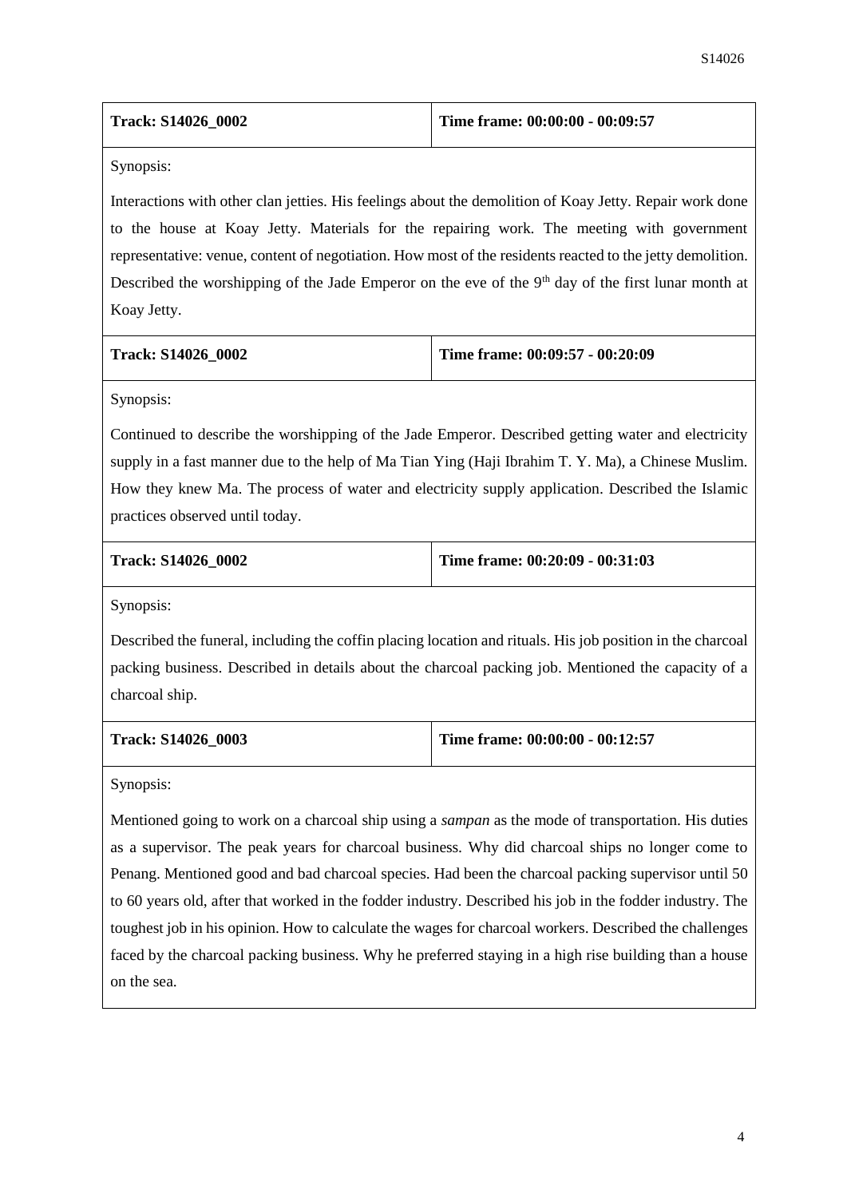| Track: S14026_0002 | Time frame: 00:00:00 - 00:09:57 |
|---|---|

Synopsis:

Interactions with other clan jetties. His feelings about the demolition of Koay Jetty. Repair work done to the house at Koay Jetty. Materials for the repairing work. The meeting with government representative: venue, content of negotiation. How most of the residents reacted to the jetty demolition. Described the worshipping of the Jade Emperor on the eve of the 9th day of the first lunar month at Koay Jetty.

| Track: S14026_0002 | Time frame: 00:09:57 - 00:20:09 |
|---|---|

Synopsis:

Continued to describe the worshipping of the Jade Emperor. Described getting water and electricity supply in a fast manner due to the help of Ma Tian Ying (Haji Ibrahim T. Y. Ma), a Chinese Muslim. How they knew Ma. The process of water and electricity supply application. Described the Islamic practices observed until today.

| Track: S14026_0002 | Time frame: 00:20:09 - 00:31:03 |
|---|---|

Synopsis:

Described the funeral, including the coffin placing location and rituals. His job position in the charcoal packing business. Described in details about the charcoal packing job. Mentioned the capacity of a charcoal ship.

| Track: S14026_0003 | Time frame: 00:00:00 - 00:12:57 |
|---|---|

Synopsis:

Mentioned going to work on a charcoal ship using a *sampan* as the mode of transportation. His duties as a supervisor. The peak years for charcoal business. Why did charcoal ships no longer come to Penang. Mentioned good and bad charcoal species. Had been the charcoal packing supervisor until 50 to 60 years old, after that worked in the fodder industry. Described his job in the fodder industry. The toughest job in his opinion. How to calculate the wages for charcoal workers. Described the challenges faced by the charcoal packing business. Why he preferred staying in a high rise building than a house on the sea.